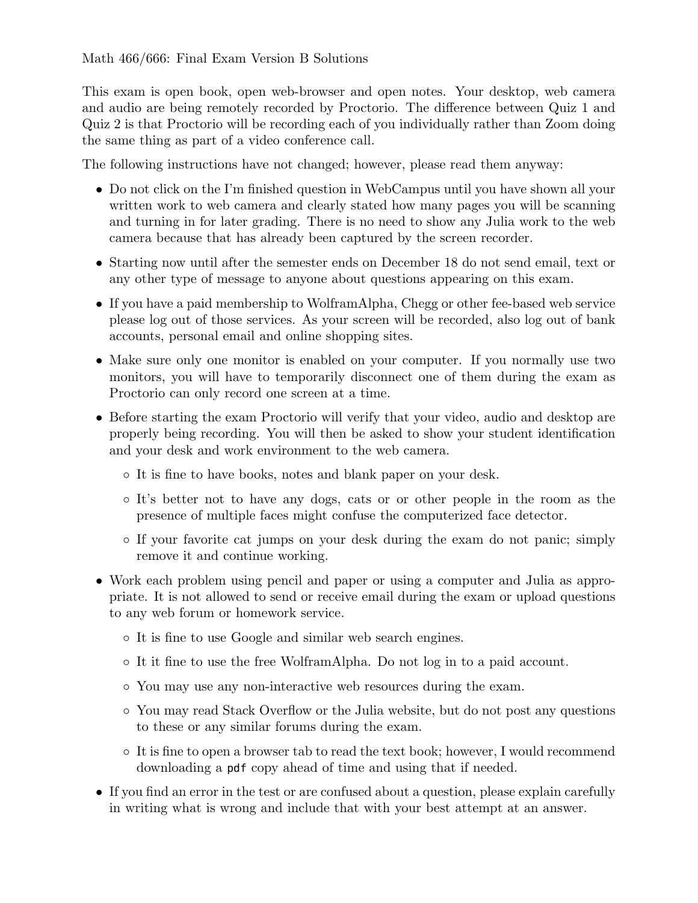Math 466/666: Final Exam Version B Solutions

This exam is open book, open web-browser and open notes. Your desktop, web camera and audio are being remotely recorded by Proctorio. The difference between Quiz 1 and Quiz 2 is that Proctorio will be recording each of you individually rather than Zoom doing the same thing as part of a video conference call.

The following instructions have not changed; however, please read them anyway:

- Do not click on the I'm finished question in WebCampus until you have shown all your written work to web camera and clearly stated how many pages you will be scanning and turning in for later grading. There is no need to show any Julia work to the web camera because that has already been captured by the screen recorder.
- Starting now until after the semester ends on December 18 do not send email, text or any other type of message to anyone about questions appearing on this exam.
- If you have a paid membership to WolframAlpha, Chegg or other fee-based web service please log out of those services. As your screen will be recorded, also log out of bank accounts, personal email and online shopping sites.
- Make sure only one monitor is enabled on your computer. If you normally use two monitors, you will have to temporarily disconnect one of them during the exam as Proctorio can only record one screen at a time.
- Before starting the exam Proctorio will verify that your video, audio and desktop are properly being recording. You will then be asked to show your student identification and your desk and work environment to the web camera.
  - It is fine to have books, notes and blank paper on your desk.
  - It's better not to have any dogs, cats or or other people in the room as the presence of multiple faces might confuse the computerized face detector.
  - If your favorite cat jumps on your desk during the exam do not panic; simply remove it and continue working.
- Work each problem using pencil and paper or using a computer and Julia as appropriate. It is not allowed to send or receive email during the exam or upload questions to any web forum or homework service.
  - It is fine to use Google and similar web search engines.
  - It it fine to use the free WolframAlpha. Do not log in to a paid account.
  - You may use any non-interactive web resources during the exam.
  - You may read Stack Overflow or the Julia website, but do not post any questions to these or any similar forums during the exam.
  - It is fine to open a browser tab to read the text book; however, I would recommend downloading a `pdf` copy ahead of time and using that if needed.
- If you find an error in the test or are confused about a question, please explain carefully in writing what is wrong and include that with your best attempt at an answer.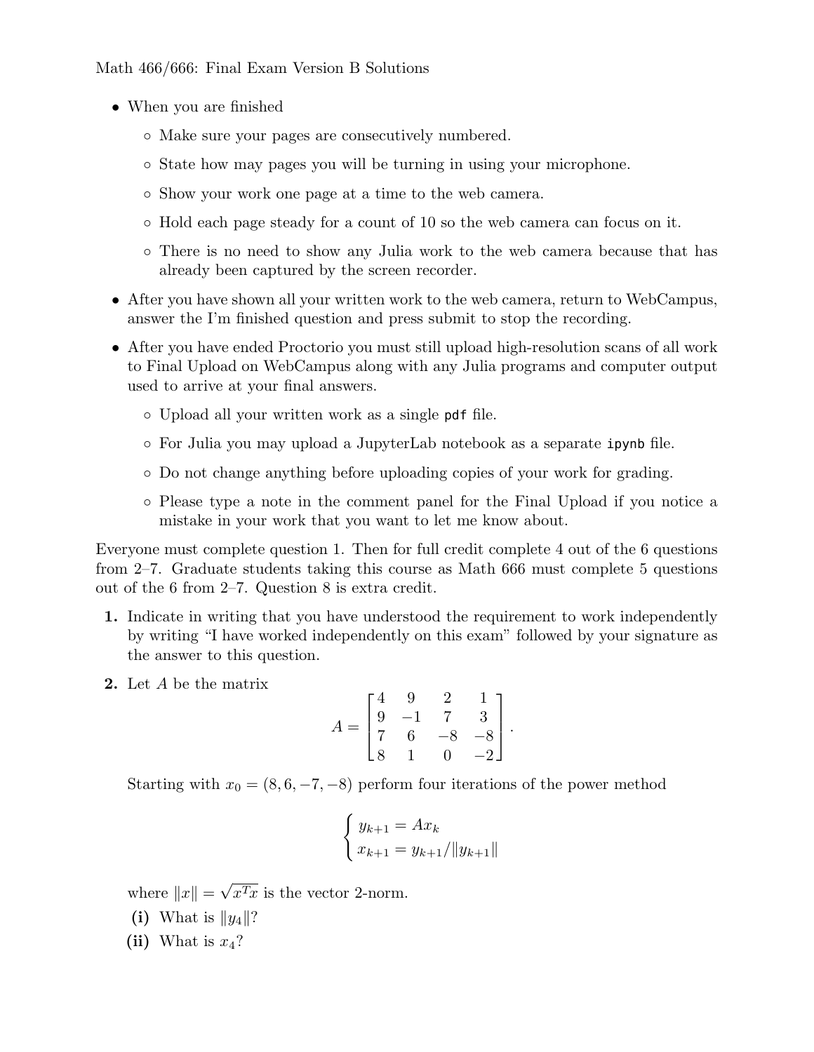Math 466/666: Final Exam Version B Solutions

- When you are finished
  - Make sure your pages are consecutively numbered.
  - State how may pages you will be turning in using your microphone.
  - Show your work one page at a time to the web camera.
  - Hold each page steady for a count of 10 so the web camera can focus on it.
  - There is no need to show any Julia work to the web camera because that has already been captured by the screen recorder.
- After you have shown all your written work to the web camera, return to WebCampus, answer the I'm finished question and press submit to stop the recording.
- After you have ended Proctorio you must still upload high-resolution scans of all work to Final Upload on WebCampus along with any Julia programs and computer output used to arrive at your final answers.
  - Upload all your written work as a single `pdf` file.
  - For Julia you may upload a JupyterLab notebook as a separate `ipynb` file.
  - Do not change anything before uploading copies of your work for grading.
  - Please type a note in the comment panel for the Final Upload if you notice a mistake in your work that you want to let me know about.

Everyone must complete question 1. Then for full credit complete 4 out of the 6 questions from 2–7. Graduate students taking this course as Math 666 must complete 5 questions out of the 6 from 2–7. Question 8 is extra credit.

**1.** Indicate in writing that you have understood the requirement to work independently by writing "I have worked independently on this exam" followed by your signature as the answer to this question.

**2.** Let $A$ be the matrix

$$A = \begin{bmatrix} 4 & 9 & 2 & 1 \\ 9 & -1 & 7 & 3 \\ 7 & 6 & -8 & -8 \\ 8 & 1 & 0 & -2 \end{bmatrix}.$$

Starting with $x_0 = (8, 6, -7, -8)$ perform four iterations of the power method

$$\begin{cases} y_{k+1} = Ax_k \\ x_{k+1} = y_{k+1}/\|y_{k+1}\| \end{cases}$$

where $\|x\| = \sqrt{x^T x}$ is the vector 2-norm.

**(i)** What is $\|y_4\|$?

**(ii)** What is $x_4$?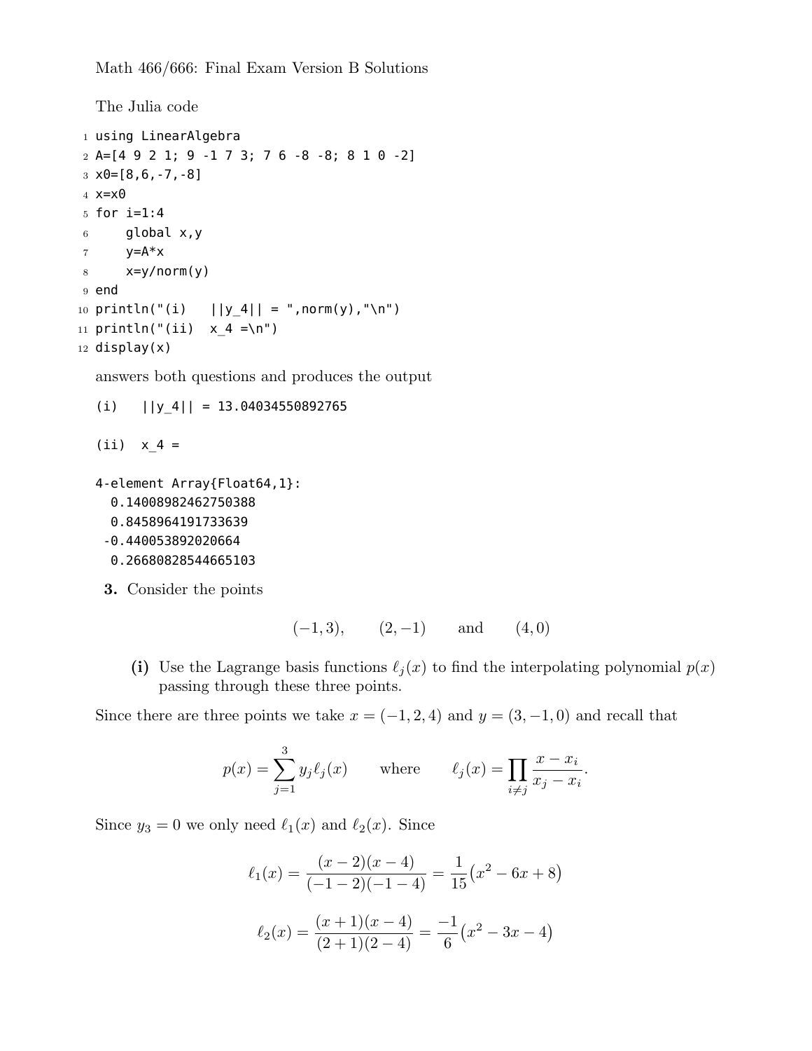Math 466/666: Final Exam Version B Solutions

The Julia code

```
using LinearAlgebra
A=[4 9 2 1; 9 -1 7 3; 7 6 -8 -8; 8 1 0 -2]
x0=[8,6,-7,-8]
x=x0
for i=1:4
    global x,y
    y=A*x
    x=y/norm(y)
end
println("(i)   ||y_4|| = ",norm(y),"\n")
println("(ii)  x_4 =\n")
display(x)
```

answers both questions and produces the output

```
(i)   ||y_4|| = 13.04034550892765

(ii)  x_4 =

4-element Array{Float64,1}:
  0.14008982462750388
  0.8458964191733639
 -0.440053892020664
  0.26680828544665103
```

**3.** Consider the points

$$(-1,3), \qquad (2,-1) \qquad \text{and} \qquad (4,0)$$

**(i)** Use the Lagrange basis functions $\ell_j(x)$ to find the interpolating polynomial $p(x)$ passing through these three points.

Since there are three points we take $x = (-1,2,4)$ and $y = (3,-1,0)$ and recall that

$$p(x) = \sum_{j=1}^{3} y_j \ell_j(x) \qquad \text{where} \qquad \ell_j(x) = \prod_{i \neq j} \frac{x - x_i}{x_j - x_i}.$$

Since $y_3 = 0$ we only need $\ell_1(x)$ and $\ell_2(x)$. Since

$$\ell_1(x) = \frac{(x-2)(x-4)}{(-1-2)(-1-4)} = \frac{1}{15}\big(x^2 - 6x + 8\big)$$

$$\ell_2(x) = \frac{(x+1)(x-4)}{(2+1)(2-4)} = \frac{-1}{6}\big(x^2 - 3x - 4\big)$$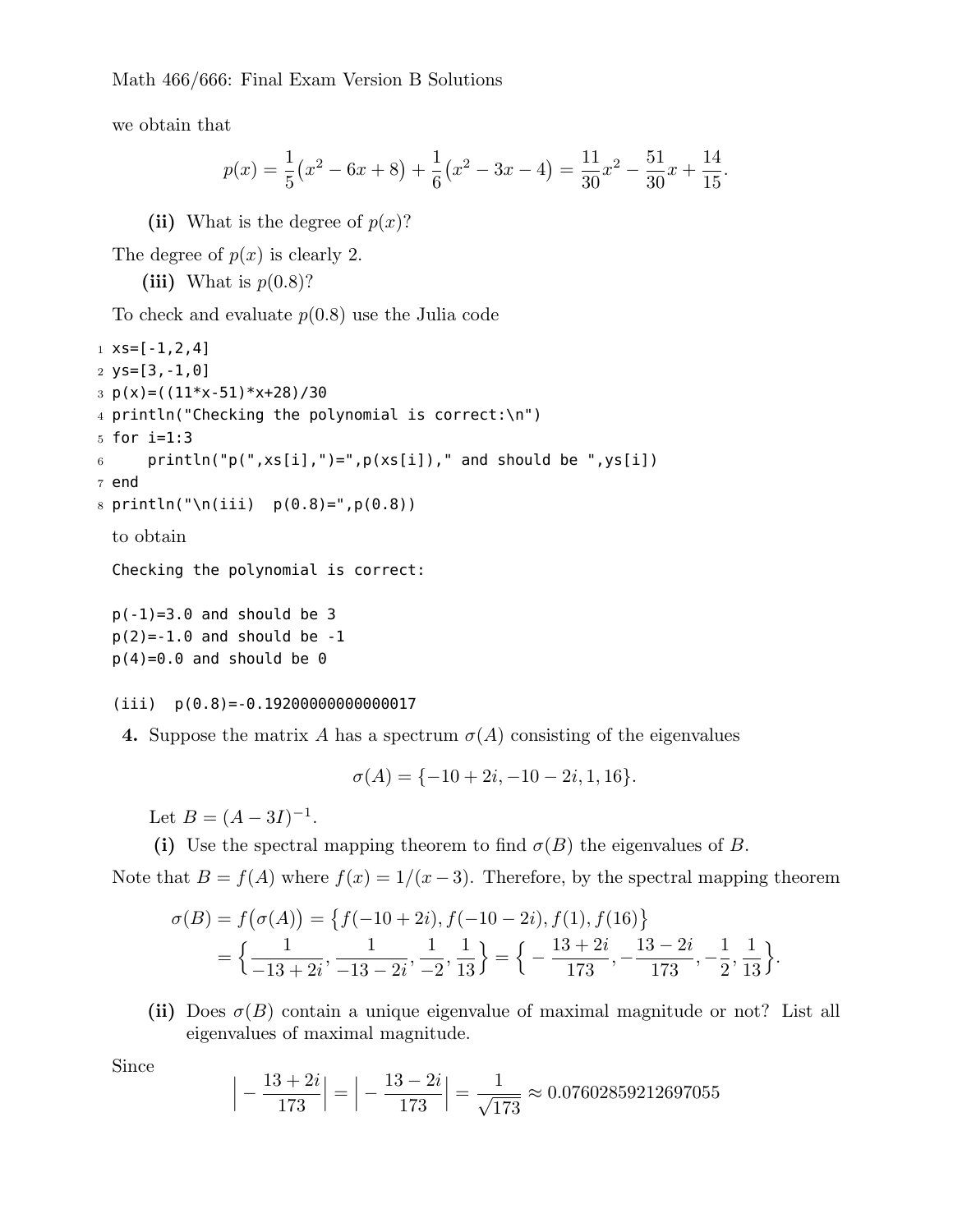we obtain that

$$p(x) = \frac{1}{5}\big(x^2 - 6x + 8\big) + \frac{1}{6}\big(x^2 - 3x - 4\big) = \frac{11}{30}x^2 - \frac{51}{30}x + \frac{14}{15}.$$

**(ii)** What is the degree of $p(x)$?

The degree of $p(x)$ is clearly 2.

**(iii)** What is $p(0.8)$?

To check and evaluate $p(0.8)$ use the Julia code

```
xs=[-1,2,4]
ys=[3,-1,0]
p(x)=((11*x-51)*x+28)/30
println("Checking the polynomial is correct:\n")
for i=1:3
    println("p(",xs[i],")=",p(xs[i])," and should be ",ys[i])
end
println("\n(iii)  p(0.8)=",p(0.8))
```

to obtain

```
Checking the polynomial is correct:

p(-1)=3.0 and should be 3
p(2)=-1.0 and should be -1
p(4)=0.0 and should be 0

(iii)  p(0.8)=-0.19200000000000017
```

**4.** Suppose the matrix $A$ has a spectrum $\sigma(A)$ consisting of the eigenvalues

$$\sigma(A) = \{-10 + 2i, -10 - 2i, 1, 16\}.$$

Let $B = (A - 3I)^{-1}$.

**(i)** Use the spectral mapping theorem to find $\sigma(B)$ the eigenvalues of $B$.

Note that $B = f(A)$ where $f(x) = 1/(x - 3)$. Therefore, by the spectral mapping theorem

$$\begin{aligned}\sigma(B) = f\big(\sigma(A)\big) &= \big\{f(-10 + 2i), f(-10 - 2i), f(1), f(16)\big\} \\ &= \Big\{\frac{1}{-13 + 2i}, \frac{1}{-13 - 2i}, \frac{1}{-2}, \frac{1}{13}\Big\} = \Big\{-\frac{13 + 2i}{173}, -\frac{13 - 2i}{173}, -\frac{1}{2}, \frac{1}{13}\Big\}.\end{aligned}$$

**(ii)** Does $\sigma(B)$ contain a unique eigenvalue of maximal magnitude or not? List all eigenvalues of maximal magnitude.

Since

$$\Big| -\frac{13 + 2i}{173}\Big| = \Big| -\frac{13 - 2i}{173}\Big| = \frac{1}{\sqrt{173}} \approx 0.07602859212697055$$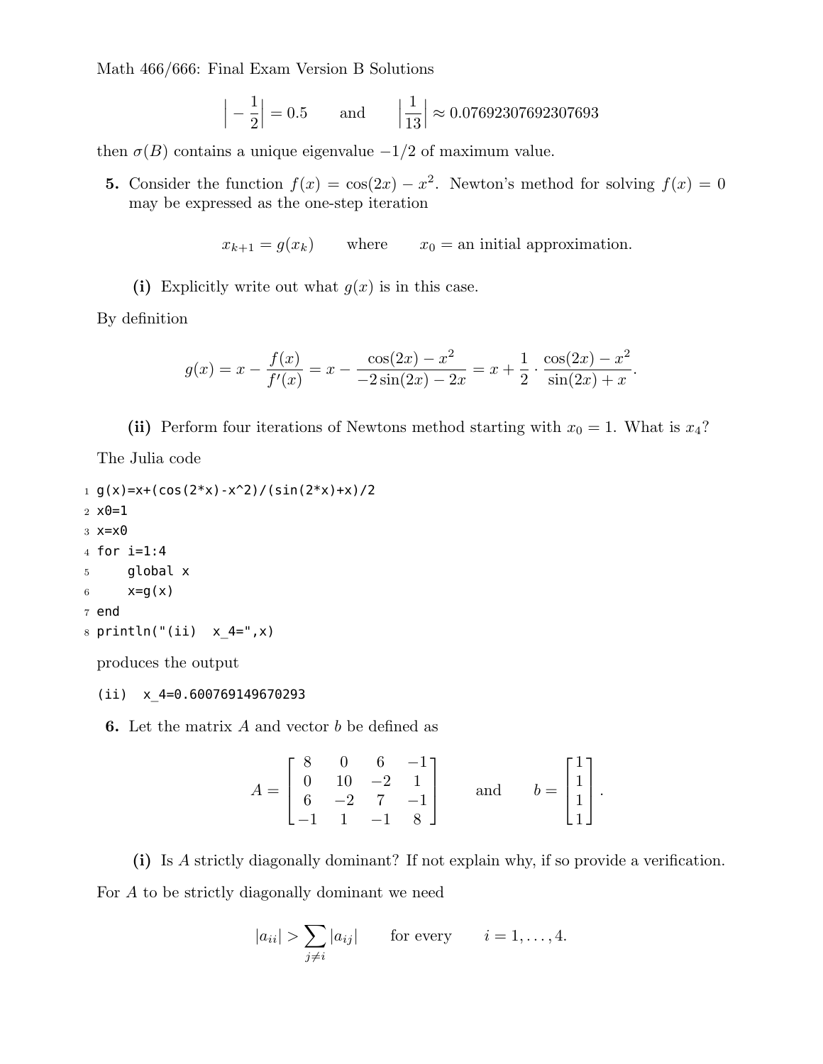$$\left| -\frac{1}{2} \right| = 0.5 \qquad \text{and} \qquad \left| \frac{1}{13} \right| \approx 0.07692307692307693$$

then $\sigma(B)$ contains a unique eigenvalue $-1/2$ of maximum value.

**5.** Consider the function $f(x) = \cos(2x) - x^2$. Newton's method for solving $f(x) = 0$ may be expressed as the one-step iteration

$$x_{k+1} = g(x_k) \qquad \text{where} \qquad x_0 = \text{an initial approximation.}$$

**(i)** Explicitly write out what $g(x)$ is in this case.

By definition

$$g(x) = x - \frac{f(x)}{f'(x)} = x - \frac{\cos(2x) - x^2}{-2\sin(2x) - 2x} = x + \frac{1}{2} \cdot \frac{\cos(2x) - x^2}{\sin(2x) + x}.$$

**(ii)** Perform four iterations of Newtons method starting with $x_0 = 1$. What is $x_4$?

The Julia code

```
g(x)=x+(cos(2*x)-x^2)/(sin(2*x)+x)/2
x0=1
x=x0
for i=1:4
    global x
    x=g(x)
end
println("(ii)  x_4=",x)
```

produces the output

```
(ii)  x_4=0.600769149670293
```

**6.** Let the matrix $A$ and vector $b$ be defined as

$$A = \begin{bmatrix} 8 & 0 & 6 & -1 \\ 0 & 10 & -2 & 1 \\ 6 & -2 & 7 & -1 \\ -1 & 1 & -1 & 8 \end{bmatrix} \qquad \text{and} \qquad b = \begin{bmatrix} 1 \\ 1 \\ 1 \\ 1 \end{bmatrix}.$$

**(i)** Is $A$ strictly diagonally dominant? If not explain why, if so provide a verification.

For $A$ to be strictly diagonally dominant we need

$$|a_{ii}| > \sum_{j \neq i} |a_{ij}| \qquad \text{for every} \qquad i = 1, \ldots, 4.$$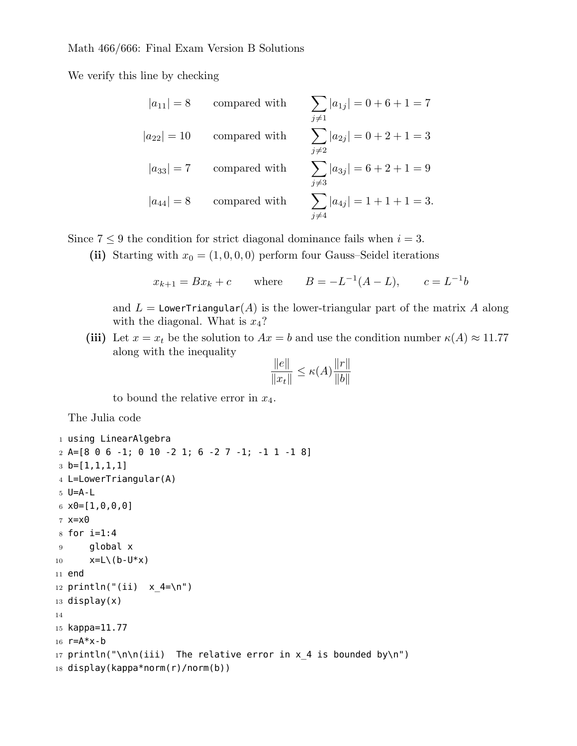Math 466/666: Final Exam Version B Solutions

We verify this line by checking

$$
\begin{aligned}
|a_{11}| &= 8 \qquad \text{compared with} \qquad \sum_{j\neq 1} |a_{1j}| = 0 + 6 + 1 = 7\\
|a_{22}| &= 10 \qquad \text{compared with} \qquad \sum_{j\neq 2} |a_{2j}| = 0 + 2 + 1 = 3\\
|a_{33}| &= 7 \qquad \text{compared with} \qquad \sum_{j\neq 3} |a_{3j}| = 6 + 2 + 1 = 9\\
|a_{44}| &= 8 \qquad \text{compared with} \qquad \sum_{j\neq 4} |a_{4j}| = 1 + 1 + 1 = 3.
\end{aligned}
$$

Since $7 \leq 9$ the condition for strict diagonal dominance fails when $i = 3$.

**(ii)** Starting with $x_0 = (1, 0, 0, 0)$ perform four Gauss–Seidel iterations

$$x_{k+1} = Bx_k + c \qquad \text{where} \qquad B = -L^{-1}(A - L), \qquad c = L^{-1}b$$

and $L = \texttt{LowerTriangular}(A)$ is the lower-triangular part of the matrix $A$ along with the diagonal. What is $x_4$?

**(iii)** Let $x = x_t$ be the solution to $Ax = b$ and use the condition number $\kappa(A) \approx 11.77$ along with the inequality

$$\frac{\|e\|}{\|x_t\|} \leq \kappa(A) \frac{\|r\|}{\|b\|}$$

to bound the relative error in $x_4$.

The Julia code

```
using LinearAlgebra
A=[8 0 6 -1; 0 10 -2 1; 6 -2 7 -1; -1 1 -1 8]
b=[1,1,1,1]
L=LowerTriangular(A)
U=A-L
x0=[1,0,0,0]
x=x0
for i=1:4
    global x
    x=L\(b-U*x)
end
println("(ii)  x_4=\n")
display(x)

kappa=11.77
r=A*x-b
println("\n\n(iii)  The relative error in x_4 is bounded by\n")
display(kappa*norm(r)/norm(b))
```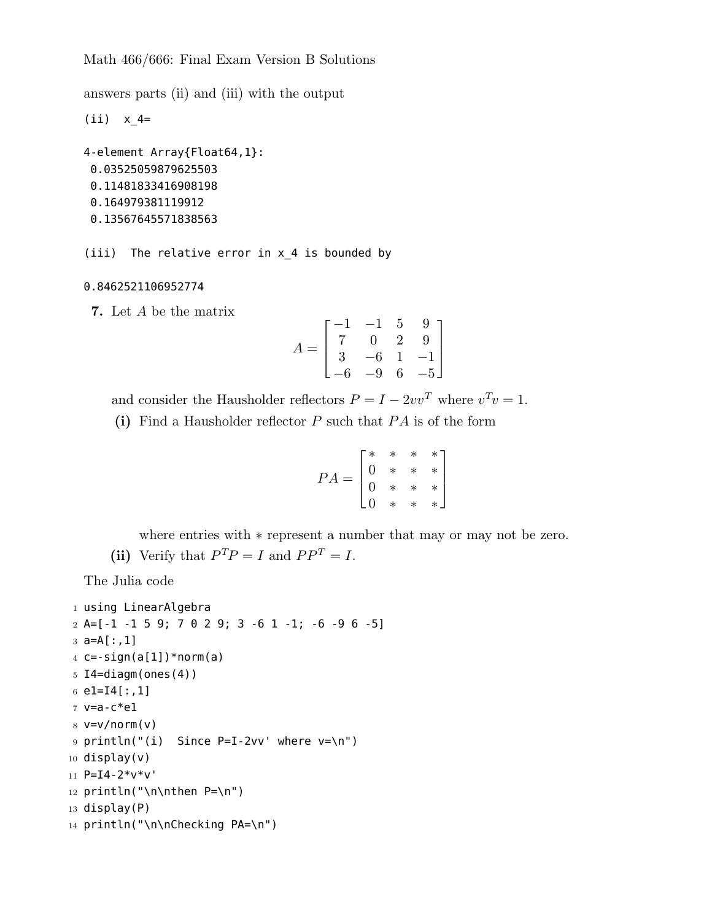Math 466/666: Final Exam Version B Solutions

answers parts (ii) and (iii) with the output

```
(ii)  x_4=

4-element Array{Float64,1}:
 0.03525059879625503
 0.11481833416908198
 0.164979381119912
 0.13567645571838563

(iii)  The relative error in x_4 is bounded by

0.8462521106952774
```

**7.** Let $A$ be the matrix

$$A = \begin{bmatrix} -1 & -1 & 5 & 9 \\ 7 & 0 & 2 & 9 \\ 3 & -6 & 1 & -1 \\ -6 & -9 & 6 & -5 \end{bmatrix}$$

and consider the Hausholder reflectors $P = I - 2vv^T$ where $v^T v = 1$.

**(i)** Find a Hausholder reflector $P$ such that $PA$ is of the form

$$PA = \begin{bmatrix} * & * & * & * \\ 0 & * & * & * \\ 0 & * & * & * \\ 0 & * & * & * \end{bmatrix}$$

where entries with $*$ represent a number that may or may not be zero.

**(ii)** Verify that $P^T P = I$ and $PP^T = I$.

The Julia code

```
1 using LinearAlgebra
2 A=[-1 -1 5 9; 7 0 2 9; 3 -6 1 -1; -6 -9 6 -5]
3 a=A[:,1]
4 c=-sign(a[1])*norm(a)
5 I4=diagm(ones(4))
6 e1=I4[:,1]
7 v=a-c*e1
8 v=v/norm(v)
9 println("(i)  Since P=I-2vv' where v=\n")
10 display(v)
11 P=I4-2*v*v'
12 println("\n\nthen P=\n")
13 display(P)
14 println("\n\nChecking PA=\n")
```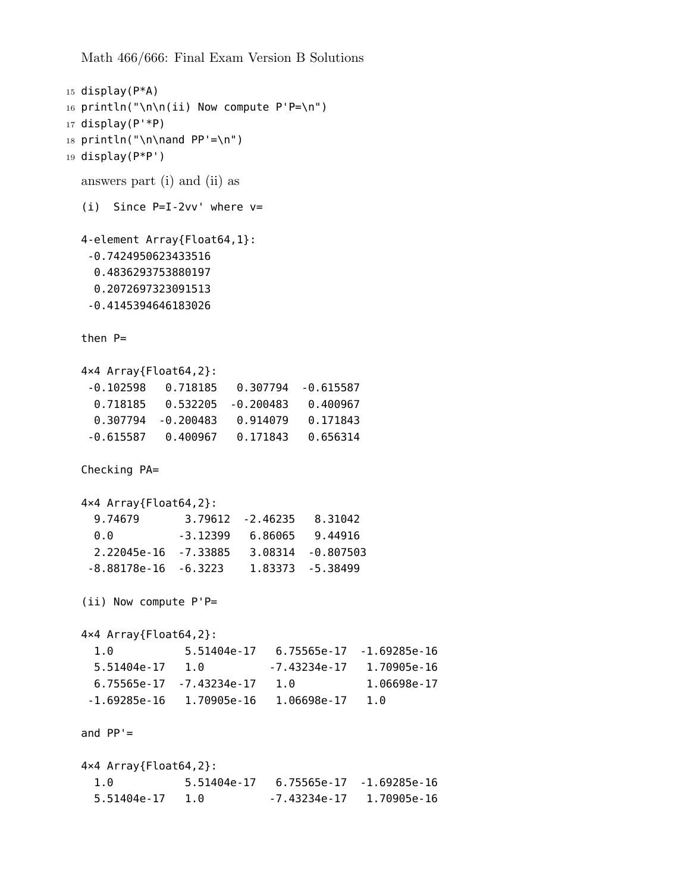```
15 display(P*A)
16 println("\n\n(ii) Now compute P'P=\n")
17 display(P'*P)
18 println("\n\nand PP'=\n")
19 display(P*P')
```

answers part (i) and (ii) as

```
(i)  Since P=I-2vv' where v=

4-element Array{Float64,1}:
 -0.7424950623433516
  0.4836293753880197
  0.2072697323091513
 -0.4145394646183026

then P=

4×4 Array{Float64,2}:
 -0.102598   0.718185   0.307794  -0.615587
  0.718185   0.532205  -0.200483   0.400967
  0.307794  -0.200483   0.914079   0.171843
 -0.615587   0.400967   0.171843   0.656314

Checking PA=

4×4 Array{Float64,2}:
  9.74679       3.79612  -2.46235   8.31042
  0.0          -3.12399   6.86065   9.44916
  2.22045e-16  -7.33885   3.08314  -0.807503
 -8.88178e-16  -6.3223    1.83373  -5.38499

(ii) Now compute P'P=

4×4 Array{Float64,2}:
  1.0           5.51404e-17   6.75565e-17  -1.69285e-16
  5.51404e-17   1.0          -7.43234e-17   1.70905e-16
  6.75565e-17  -7.43234e-17   1.0           1.06698e-17
 -1.69285e-16   1.70905e-16   1.06698e-17   1.0

and PP'=

4×4 Array{Float64,2}:
  1.0           5.51404e-17   6.75565e-17  -1.69285e-16
  5.51404e-17   1.0          -7.43234e-17   1.70905e-16
```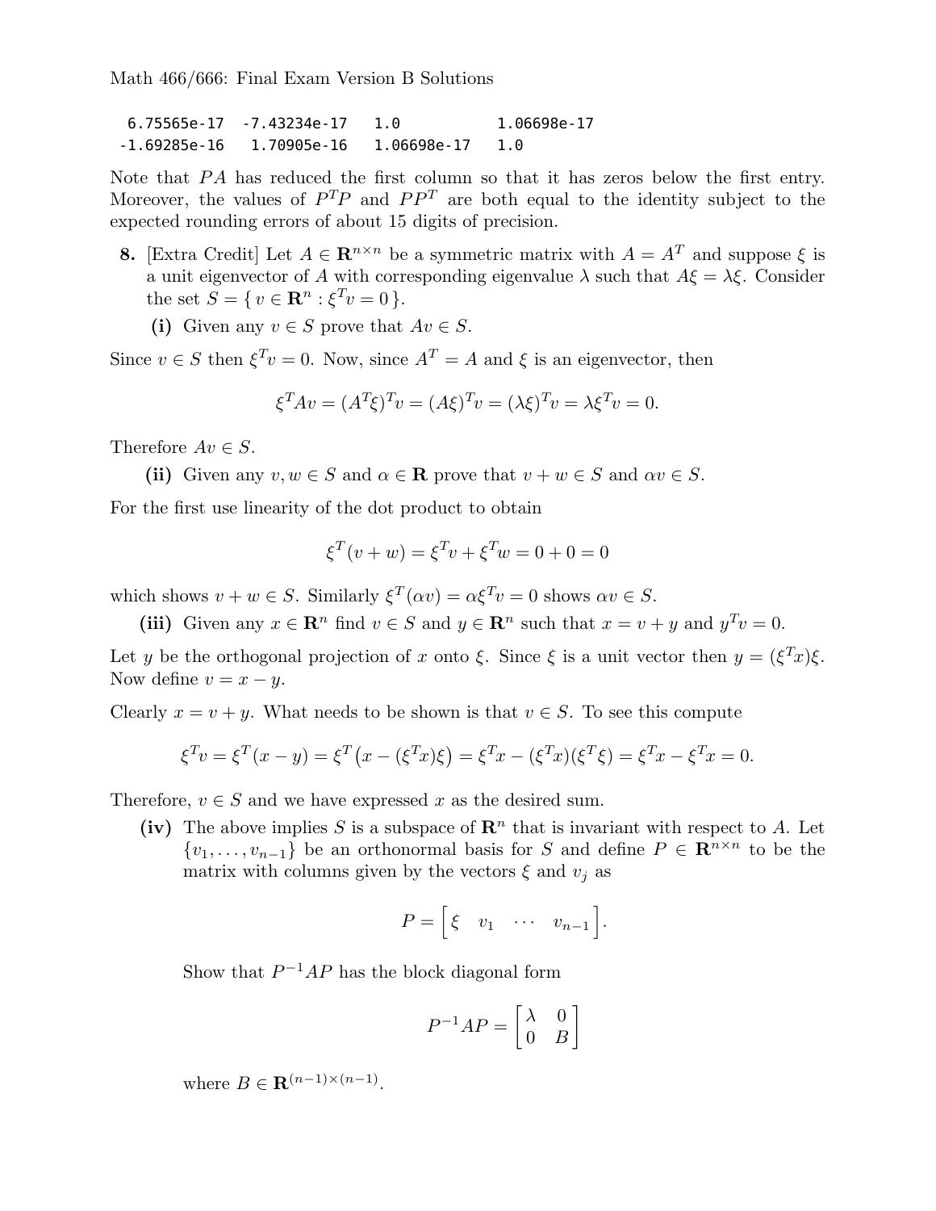```
 6.75565e-17  -7.43234e-17   1.0           1.06698e-17
-1.69285e-16   1.70905e-16   1.06698e-17   1.0
```

Note that $PA$ has reduced the first column so that it has zeros below the first entry. Moreover, the values of $P^TP$ and $PP^T$ are both equal to the identity subject to the expected rounding errors of about 15 digits of precision.

**8.** [Extra Credit] Let $A \in \mathbf{R}^{n\times n}$ be a symmetric matrix with $A = A^T$ and suppose $\xi$ is a unit eigenvector of $A$ with corresponding eigenvalue $\lambda$ such that $A\xi = \lambda\xi$. Consider the set $S = \{ v \in \mathbf{R}^n : \xi^T v = 0 \}$.

**(i)** Given any $v \in S$ prove that $Av \in S$.

Since $v \in S$ then $\xi^T v = 0$. Now, since $A^T = A$ and $\xi$ is an eigenvector, then

$$\xi^T Av = (A^T\xi)^T v = (A\xi)^T v = (\lambda\xi)^T v = \lambda\xi^T v = 0.$$

Therefore $Av \in S$.

**(ii)** Given any $v, w \in S$ and $\alpha \in \mathbf{R}$ prove that $v + w \in S$ and $\alpha v \in S$.

For the first use linearity of the dot product to obtain

$$\xi^T(v + w) = \xi^T v + \xi^T w = 0 + 0 = 0$$

which shows $v + w \in S$. Similarly $\xi^T(\alpha v) = \alpha\xi^T v = 0$ shows $\alpha v \in S$.

**(iii)** Given any $x \in \mathbf{R}^n$ find $v \in S$ and $y \in \mathbf{R}^n$ such that $x = v + y$ and $y^T v = 0$.

Let $y$ be the orthogonal projection of $x$ onto $\xi$. Since $\xi$ is a unit vector then $y = (\xi^T x)\xi$. Now define $v = x - y$.

Clearly $x = v + y$. What needs to be shown is that $v \in S$. To see this compute

$$\xi^T v = \xi^T(x - y) = \xi^T\big(x - (\xi^T x)\xi\big) = \xi^T x - (\xi^T x)(\xi^T\xi) = \xi^T x - \xi^T x = 0.$$

Therefore, $v \in S$ and we have expressed $x$ as the desired sum.

**(iv)** The above implies $S$ is a subspace of $\mathbf{R}^n$ that is invariant with respect to $A$. Let $\{v_1, \ldots, v_{n-1}\}$ be an orthonormal basis for $S$ and define $P \in \mathbf{R}^{n\times n}$ to be the matrix with columns given by the vectors $\xi$ and $v_j$ as

$$P = \begin{bmatrix} \xi & v_1 & \cdots & v_{n-1} \end{bmatrix}.$$

Show that $P^{-1}AP$ has the block diagonal form

$$P^{-1}AP = \begin{bmatrix} \lambda & 0 \\ 0 & B \end{bmatrix}$$

where $B \in \mathbf{R}^{(n-1)\times(n-1)}$.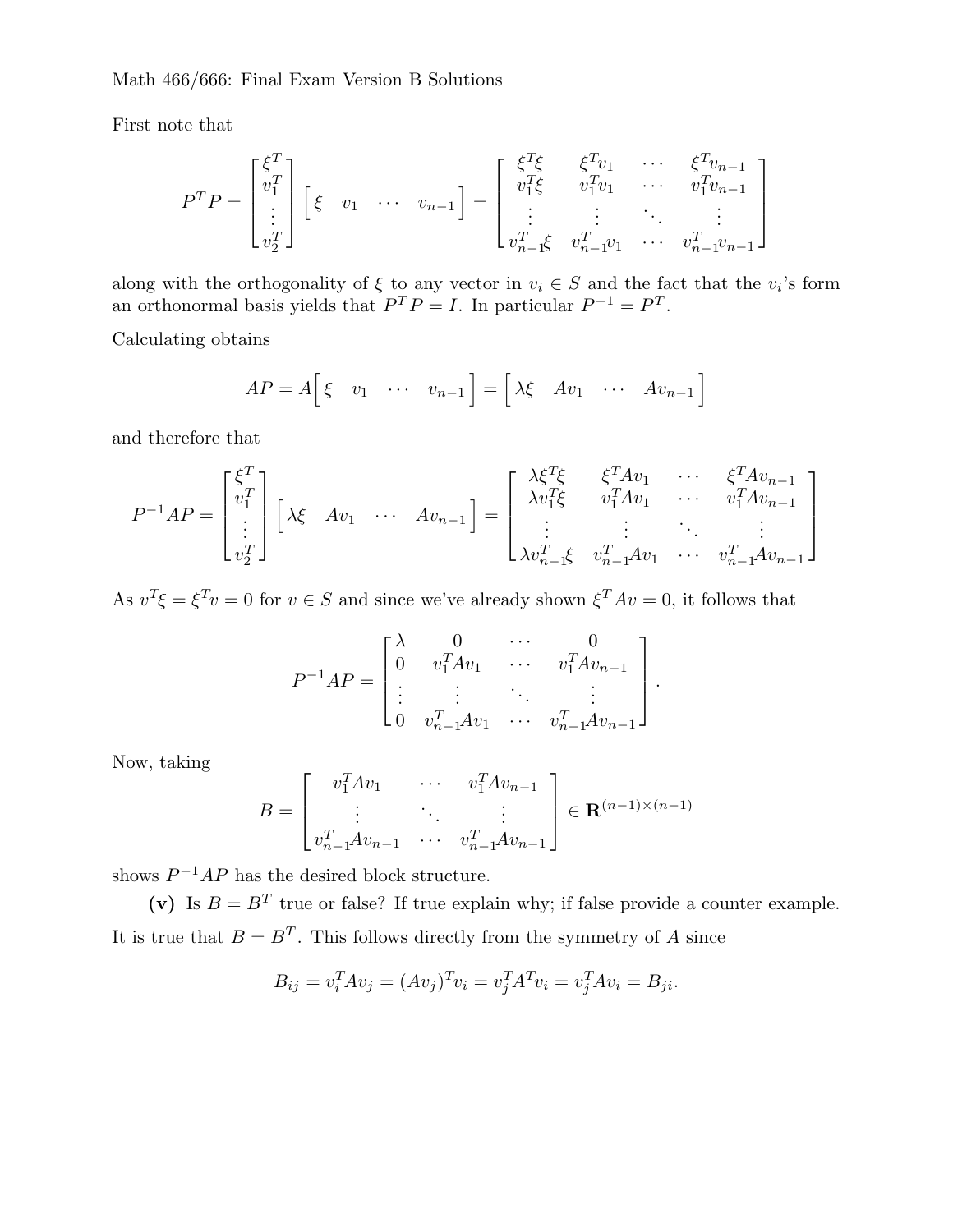Math 466/666: Final Exam Version B Solutions

First note that

$$P^TP = \begin{bmatrix} \xi^T \\ v_1^T \\ \vdots \\ v_2^T \end{bmatrix} \begin{bmatrix} \xi & v_1 & \cdots & v_{n-1} \end{bmatrix} = \begin{bmatrix} \xi^T\xi & \xi^T v_1 & \cdots & \xi^T v_{n-1} \\ v_1^T\xi & v_1^T v_1 & \cdots & v_1^T v_{n-1} \\ \vdots & \vdots & \ddots & \vdots \\ v_{n-1}^T\xi & v_{n-1}^T v_1 & \cdots & v_{n-1}^T v_{n-1} \end{bmatrix}$$

along with the orthogonality of $\xi$ to any vector in $v_i \in S$ and the fact that the $v_i$'s form an orthonormal basis yields that $P^TP = I$. In particular $P^{-1} = P^T$.

Calculating obtains

$$AP = A\begin{bmatrix} \xi & v_1 & \cdots & v_{n-1} \end{bmatrix} = \begin{bmatrix} \lambda\xi & Av_1 & \cdots & Av_{n-1} \end{bmatrix}$$

and therefore that

$$P^{-1}AP = \begin{bmatrix} \xi^T \\ v_1^T \\ \vdots \\ v_2^T \end{bmatrix} \begin{bmatrix} \lambda\xi & Av_1 & \cdots & Av_{n-1} \end{bmatrix} = \begin{bmatrix} \lambda\xi^T\xi & \xi^T Av_1 & \cdots & \xi^T Av_{n-1} \\ \lambda v_1^T\xi & v_1^T Av_1 & \cdots & v_1^T Av_{n-1} \\ \vdots & \vdots & \ddots & \vdots \\ \lambda v_{n-1}^T\xi & v_{n-1}^T Av_1 & \cdots & v_{n-1}^T Av_{n-1} \end{bmatrix}$$

As $v^T\xi = \xi^T v = 0$ for $v \in S$ and since we've already shown $\xi^T Av = 0$, it follows that

$$P^{-1}AP = \begin{bmatrix} \lambda & 0 & \cdots & 0 \\ 0 & v_1^T Av_1 & \cdots & v_1^T Av_{n-1} \\ \vdots & \vdots & \ddots & \vdots \\ 0 & v_{n-1}^T Av_1 & \cdots & v_{n-1}^T Av_{n-1} \end{bmatrix}.$$

Now, taking

$$B = \begin{bmatrix} v_1^T Av_1 & \cdots & v_1^T Av_{n-1} \\ \vdots & \ddots & \vdots \\ v_{n-1}^T Av_{n-1} & \cdots & v_{n-1}^T Av_{n-1} \end{bmatrix} \in \mathbf{R}^{(n-1)\times(n-1)}$$

shows $P^{-1}AP$ has the desired block structure.

**(v)** Is $B = B^T$ true or false? If true explain why; if false provide a counter example.

It is true that $B = B^T$. This follows directly from the symmetry of $A$ since

$$B_{ij} = v_i^T Av_j = (Av_j)^T v_i = v_j^T A^T v_i = v_j^T Av_i = B_{ji}.$$